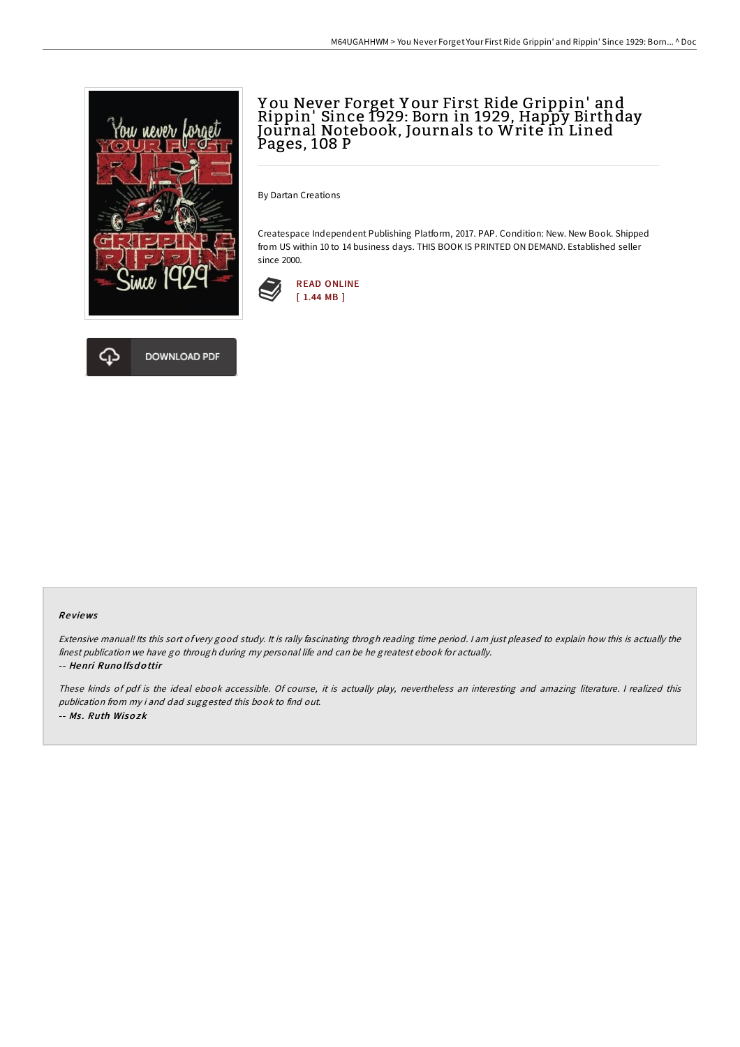# You Never Forget Your First Ride Grippin' and Rippin' Since 1929: Born in 1929, Happy Birthday Journal Notebook, Journals to Write in Lined Pages, 108 P

By Dartan Creations

Createspace Independent Publishing Platform, 2017. PAP. Condition: New. New Book. Shipped from US within 10 to 14 business days. THIS BOOK IS PRINTED ON DEMAND. Established seller since 2000.

READ ONLINE
[ 1.44 MB ]

DOWNLOAD PDF

### Reviews

*Extensive manual! Its this sort of very good study. It is rally fascinating throgh reading time period. I am just pleased to explain how this is actually the finest publication we have go through during my personal life and can be he greatest ebook for actually.*

-- ***Henri Runolfsdottir***

*These kinds of pdf is the ideal ebook accessible. Of course, it is actually play, nevertheless an interesting and amazing literature. I realized this publication from my i and dad suggested this book to find out.*

-- ***Ms. Ruth Wisozk***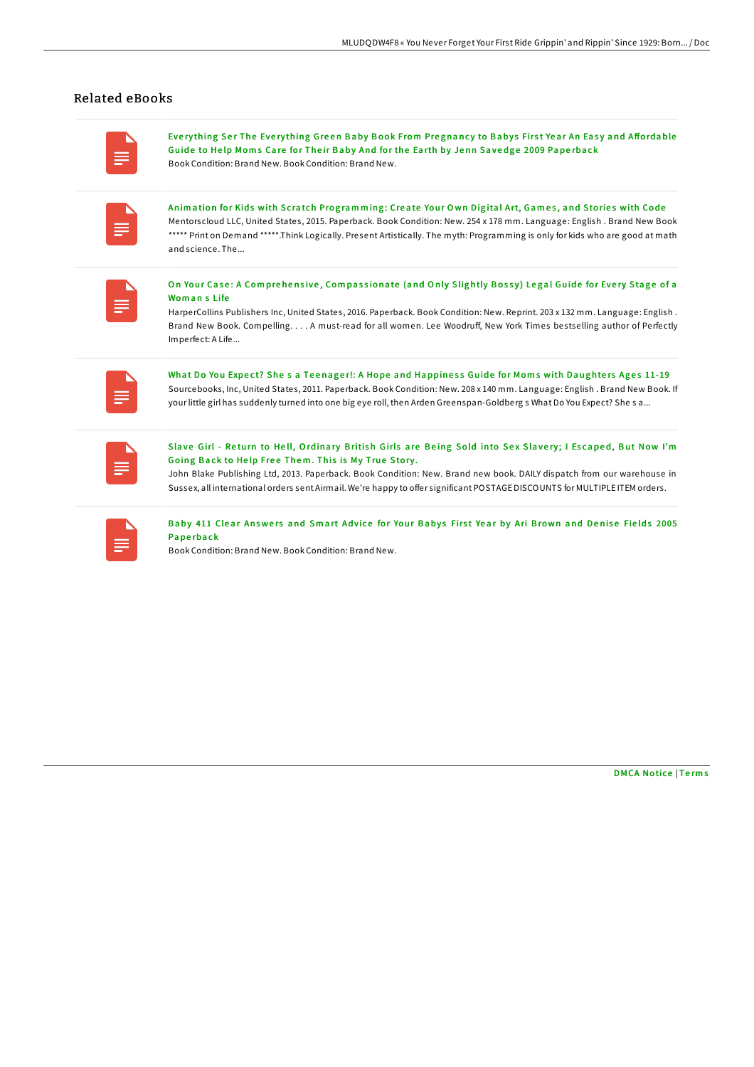## Related eBooks

**Everything Ser The Everything Green Baby Book From Pregnancy to Babys First Year An Easy and Affordable Guide to Help Moms Care for Their Baby And for the Earth by Jenn Savedge 2009 Paperback**
Book Condition: Brand New. Book Condition: Brand New.

**Animation for Kids with Scratch Programming: Create Your Own Digital Art, Games, and Stories with Code**
Mentorscloud LLC, United States, 2015. Paperback. Book Condition: New. 254 x 178 mm. Language: English . Brand New Book ***** Print on Demand *****.Think Logically. Present Artistically. The myth: Programming is only for kids who are good at math and science. The...

**On Your Case: A Comprehensive, Compassionate (and Only Slightly Bossy) Legal Guide for Every Stage of a Woman s Life**
HarperCollins Publishers Inc, United States, 2016. Paperback. Book Condition: New. Reprint. 203 x 132 mm. Language: English . Brand New Book. Compelling. . . . A must-read for all women. Lee Woodruff, New York Times bestselling author of Perfectly Imperfect: A Life...

**What Do You Expect? She s a Teenager!: A Hope and Happiness Guide for Moms with Daughters Ages 11-19**
Sourcebooks, Inc, United States, 2011. Paperback. Book Condition: New. 208 x 140 mm. Language: English . Brand New Book. If your little girl has suddenly turned into one big eye roll, then Arden Greenspan-Goldberg s What Do You Expect? She s a...

**Slave Girl - Return to Hell, Ordinary British Girls are Being Sold into Sex Slavery; I Escaped, But Now I'm Going Back to Help Free Them. This is My True Story.**
John Blake Publishing Ltd, 2013. Paperback. Book Condition: New. Brand new book. DAILY dispatch from our warehouse in Sussex, all international orders sent Airmail. We're happy to offer significant POSTAGE DISCOUNTS for MULTIPLE ITEM orders.

**Baby 411 Clear Answers and Smart Advice for Your Babys First Year by Ari Brown and Denise Fields 2005 Paperback**
Book Condition: Brand New. Book Condition: Brand New.